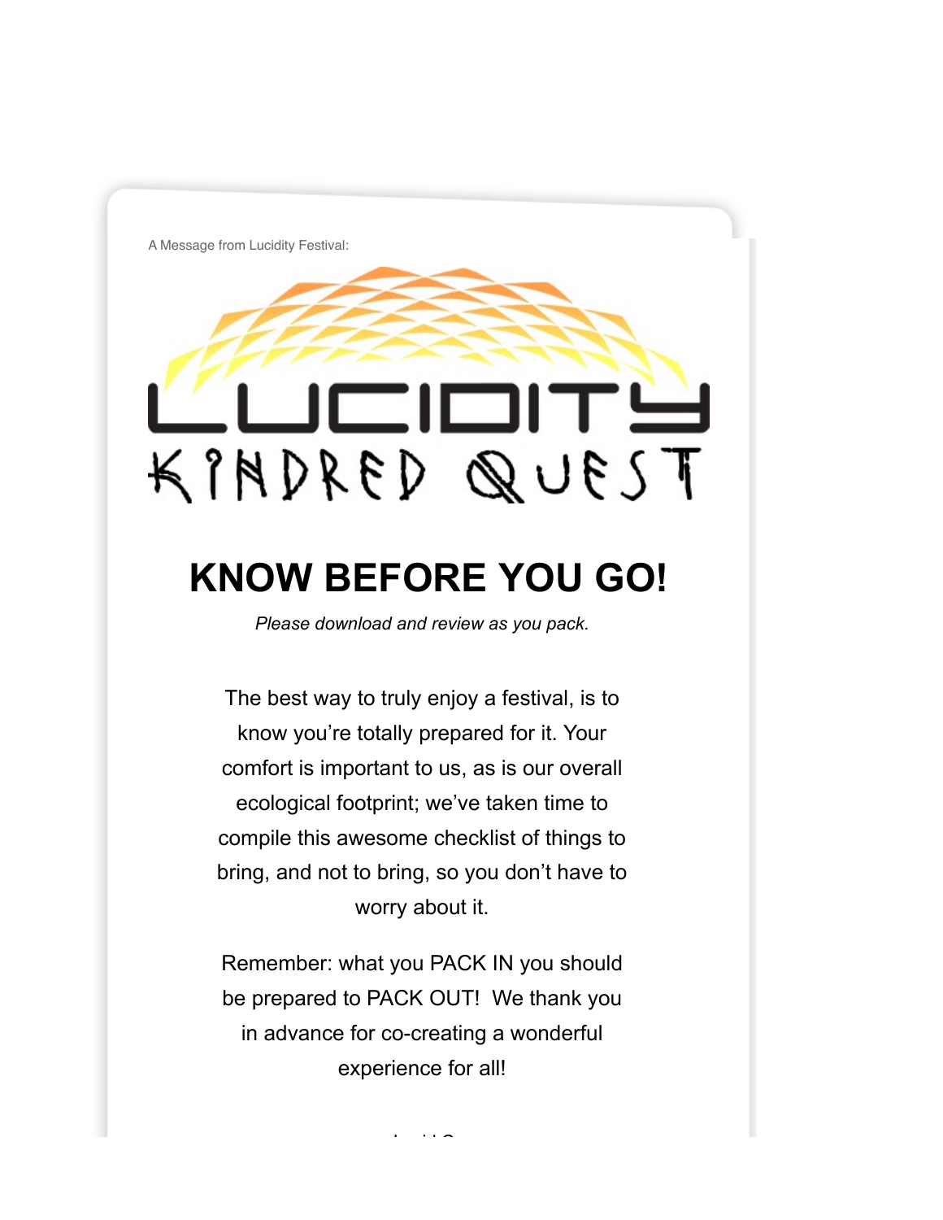A Message from Lucidity Festival:

LUCIDITY

KINDRED QUEST

# KNOW BEFORE YOU GO!

*Please download and review as you pack.*

The best way to truly enjoy a festival, is to know you're totally prepared for it. Your comfort is important to us, as is our overall ecological footprint; we've taken time to compile this awesome checklist of things to bring, and not to bring, so you don't have to worry about it.

Remember: what you PACK IN you should be prepared to PACK OUT! We thank you in advance for co-creating a wonderful experience for all!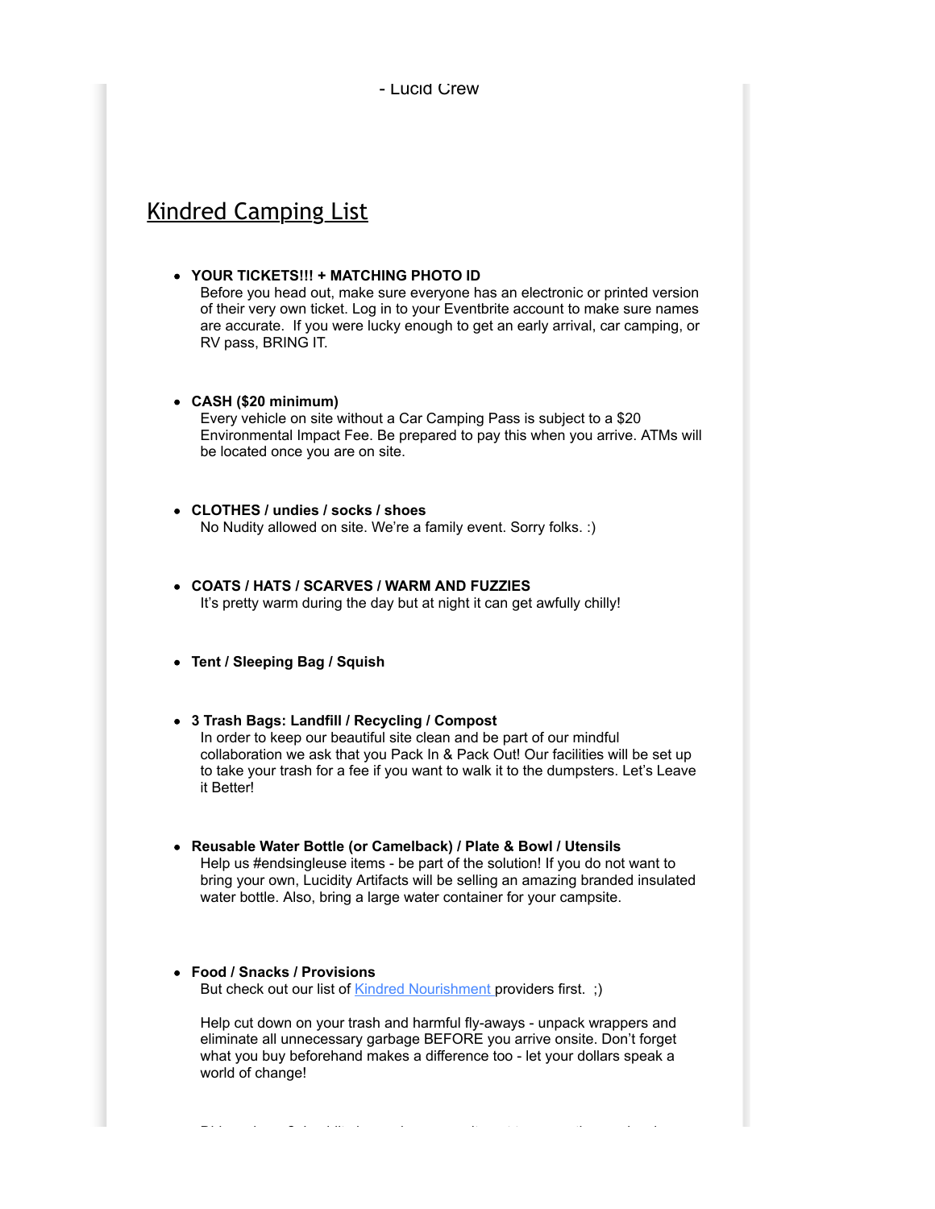- Lucid Crew

## Kindred Camping List

- **YOUR TICKETS!!! + MATCHING PHOTO ID**
  Before you head out, make sure everyone has an electronic or printed version of their very own ticket. Log in to your Eventbrite account to make sure names are accurate. If you were lucky enough to get an early arrival, car camping, or RV pass, BRING IT.

- **CASH ($20 minimum)**
  Every vehicle on site without a Car Camping Pass is subject to a $20 Environmental Impact Fee. Be prepared to pay this when you arrive. ATMs will be located once you are on site.

- **CLOTHES / undies / socks / shoes**
  No Nudity allowed on site. We're a family event. Sorry folks. :)

- **COATS / HATS / SCARVES / WARM AND FUZZIES**
  It's pretty warm during the day but at night it can get awfully chilly!

- **Tent / Sleeping Bag / Squish**

- **3 Trash Bags: Landfill / Recycling / Compost**
  In order to keep our beautiful site clean and be part of our mindful collaboration we ask that you Pack In & Pack Out! Our facilities will be set up to take your trash for a fee if you want to walk it to the dumpsters. Let's Leave it Better!

- **Reusable Water Bottle (or Camelback) / Plate & Bowl / Utensils**
  Help us #endsingleuse items - be part of the solution! If you do not want to bring your own, Lucidity Artifacts will be selling an amazing branded insulated water bottle. Also, bring a large water container for your campsite.

- **Food / Snacks / Provisions**
  But check out our list of [Kindred Nourishment](#) providers first. ;)

  Help cut down on your trash and harmful fly-aways - unpack wrappers and eliminate all unnecessary garbage BEFORE you arrive onsite. Don't forget what you buy beforehand makes a difference too - let your dollars speak a world of change!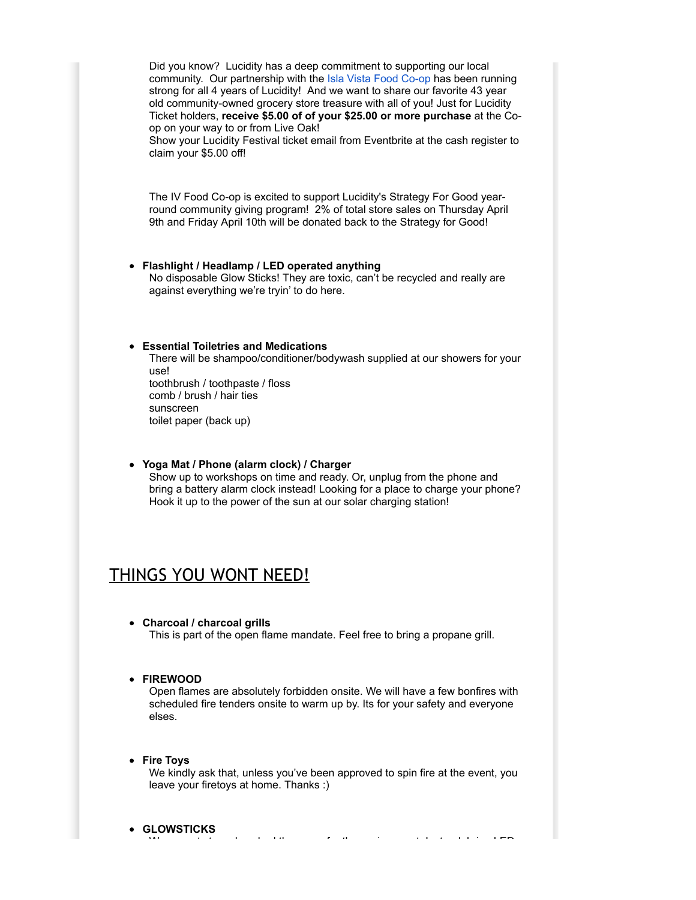Did you know? Lucidity has a deep commitment to supporting our local community. Our partnership with the Isla Vista Food Co-op has been running strong for all 4 years of Lucidity! And we want to share our favorite 43 year old community-owned grocery store treasure with all of you! Just for Lucidity Ticket holders, **receive $5.00 of of your $25.00 or more purchase** at the Co-op on your way to or from Live Oak!
Show your Lucidity Festival ticket email from Eventbrite at the cash register to claim your $5.00 off!

The IV Food Co-op is excited to support Lucidity's Strategy For Good year-round community giving program! 2% of total store sales on Thursday April 9th and Friday April 10th will be donated back to the Strategy for Good!

- **Flashlight / Headlamp / LED operated anything**
  No disposable Glow Sticks! They are toxic, can't be recycled and really are against everything we're tryin' to do here.

- **Essential Toiletries and Medications**
  There will be shampoo/conditioner/bodywash supplied at our showers for your use!
  toothbrush / toothpaste / floss
  comb / brush / hair ties
  sunscreen
  toilet paper (back up)

- **Yoga Mat / Phone (alarm clock) / Charger**
  Show up to workshops on time and ready. Or, unplug from the phone and bring a battery alarm clock instead! Looking for a place to charge your phone? Hook it up to the power of the sun at our solar charging station!

## THINGS YOU WONT NEED!

- **Charcoal / charcoal grills**
  This is part of the open flame mandate. Feel free to bring a propane grill.

- **FIREWOOD**
  Open flames are absolutely forbidden onsite. We will have a few bonfires with scheduled fire tenders onsite to warm up by. Its for your safety and everyone elses.

- **Fire Toys**
  We kindly ask that, unless you've been approved to spin fire at the event, you leave your firetoys at home. Thanks :)

- **GLOWSTICKS**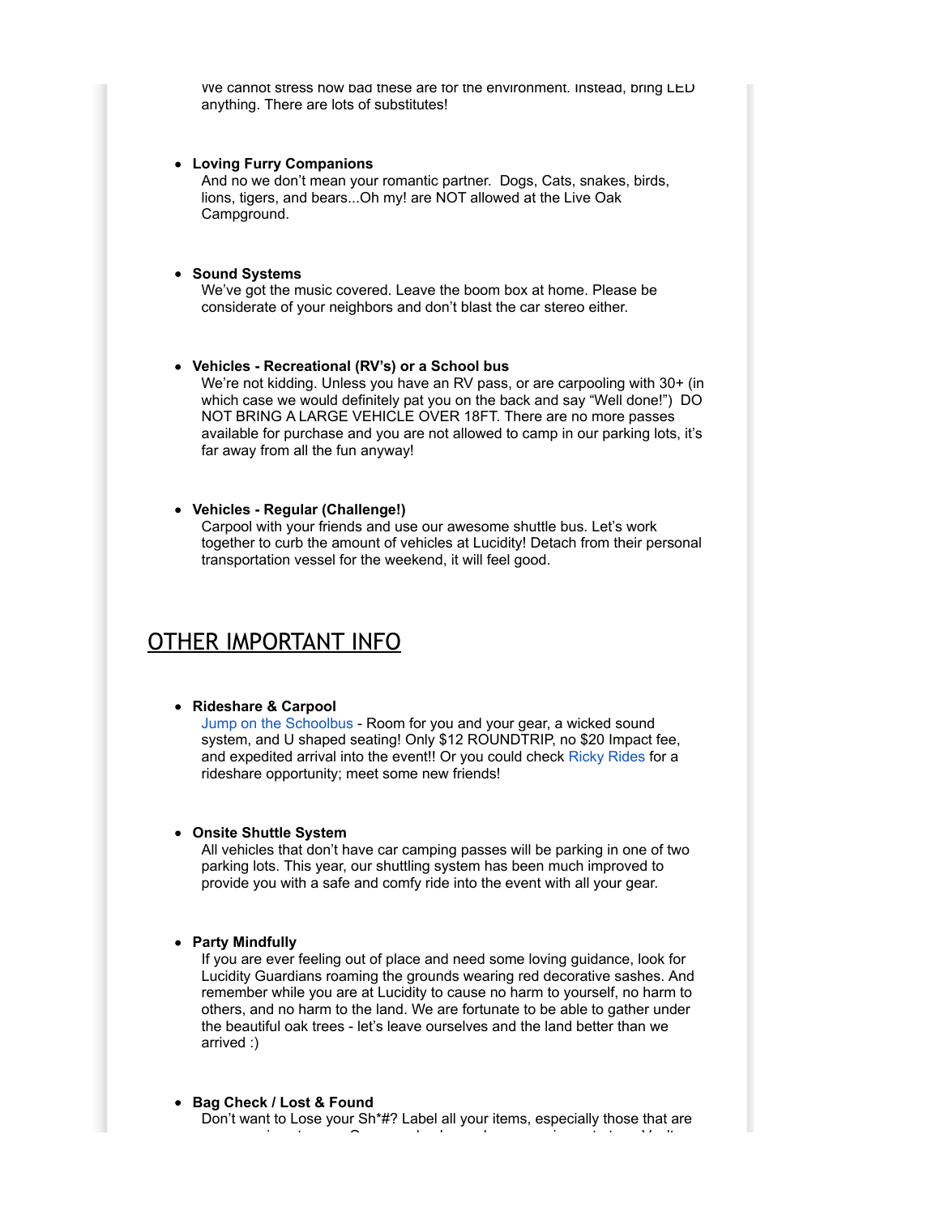We cannot stress how bad these are for the environment. Instead, bring LED anything. There are lots of substitutes!

- **Loving Furry Companions**
  And no we don't mean your romantic partner. Dogs, Cats, snakes, birds, lions, tigers, and bears...Oh my! are NOT allowed at the Live Oak Campground.

- **Sound Systems**
  We've got the music covered. Leave the boom box at home. Please be considerate of your neighbors and don't blast the car stereo either.

- **Vehicles - Recreational (RV's) or a School bus**
  We're not kidding. Unless you have an RV pass, or are carpooling with 30+ (in which case we would definitely pat you on the back and say "Well done!") DO NOT BRING A LARGE VEHICLE OVER 18FT. There are no more passes available for purchase and you are not allowed to camp in our parking lots, it's far away from all the fun anyway!

- **Vehicles - Regular (Challenge!)**
  Carpool with your friends and use our awesome shuttle bus. Let's work together to curb the amount of vehicles at Lucidity! Detach from their personal transportation vessel for the weekend, it will feel good.

## OTHER IMPORTANT INFO

- **Rideshare & Carpool**
  Jump on the Schoolbus - Room for you and your gear, a wicked sound system, and U shaped seating! Only $12 ROUNDTRIP, no $20 Impact fee, and expedited arrival into the event!! Or you could check Ricky Rides for a rideshare opportunity; meet some new friends!

- **Onsite Shuttle System**
  All vehicles that don't have car camping passes will be parking in one of two parking lots. This year, our shuttling system has been much improved to provide you with a safe and comfy ride into the event with all your gear.

- **Party Mindfully**
  If you are ever feeling out of place and need some loving guidance, look for Lucidity Guardians roaming the grounds wearing red decorative sashes. And remember while you are at Lucidity to cause no harm to yourself, no harm to others, and no harm to the land. We are fortunate to be able to gather under the beautiful oak trees - let's leave ourselves and the land better than we arrived :)

- **Bag Check / Lost & Found**
  Don't want to Lose your Sh*#? Label all your items, especially those that are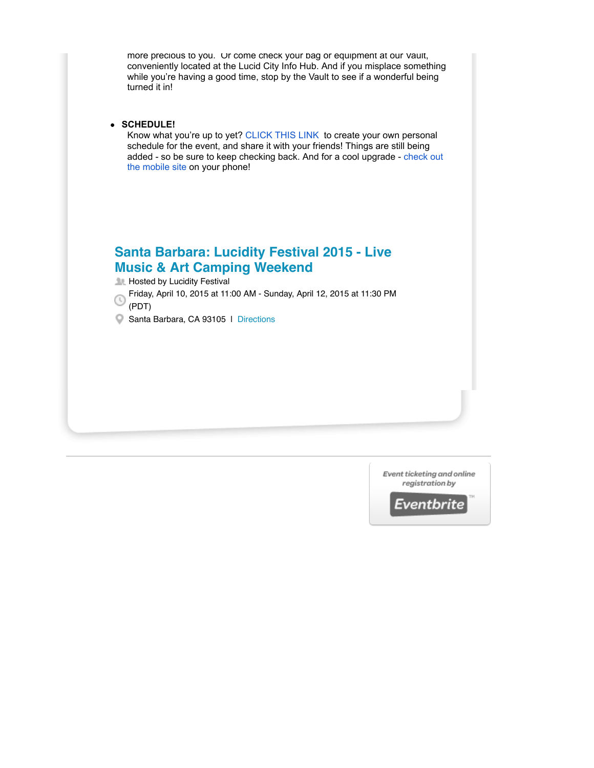more precious to you. Or come check your bag or equipment at our Vault, conveniently located at the Lucid City Info Hub. And if you misplace something while you're having a good time, stop by the Vault to see if a wonderful being turned it in!

- **SCHEDULE!**
  Know what you're up to yet? CLICK THIS LINK to create your own personal schedule for the event, and share it with your friends! Things are still being added - so be sure to keep checking back. And for a cool upgrade - check out the mobile site on your phone!

## Santa Barbara: Lucidity Festival 2015 - Live Music & Art Camping Weekend

Hosted by Lucidity Festival

Friday, April 10, 2015 at 11:00 AM - Sunday, April 12, 2015 at 11:30 PM (PDT)

Santa Barbara, CA 93105 I Directions

*Event ticketing and online registration by*

Eventbrite™